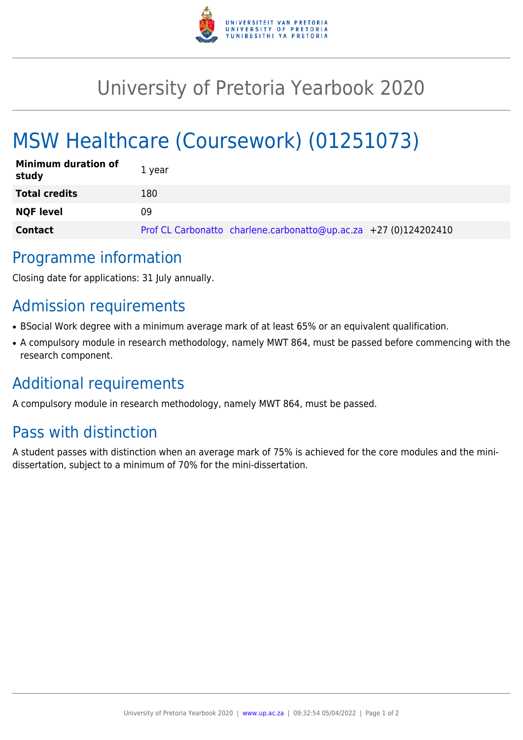# University of Pretoria Yearbook 2020

# MSW Healthcare (Coursework) (01251073)

| Minimum duration of study | 1 year |
| --- | --- |
| **Total credits** | 180 |
| **NQF level** | 09 |
| **Contact** | Prof CL Carbonatto charlene.carbonatto@up.ac.za +27 (0)124202410 |

## Programme information

Closing date for applications: 31 July annually.

## Admission requirements

- BSocial Work degree with a minimum average mark of at least 65% or an equivalent qualification.
- A compulsory module in research methodology, namely MWT 864, must be passed before commencing with the research component.

## Additional requirements

A compulsory module in research methodology, namely MWT 864, must be passed.

## Pass with distinction

A student passes with distinction when an average mark of 75% is achieved for the core modules and the mini-dissertation, subject to a minimum of 70% for the mini-dissertation.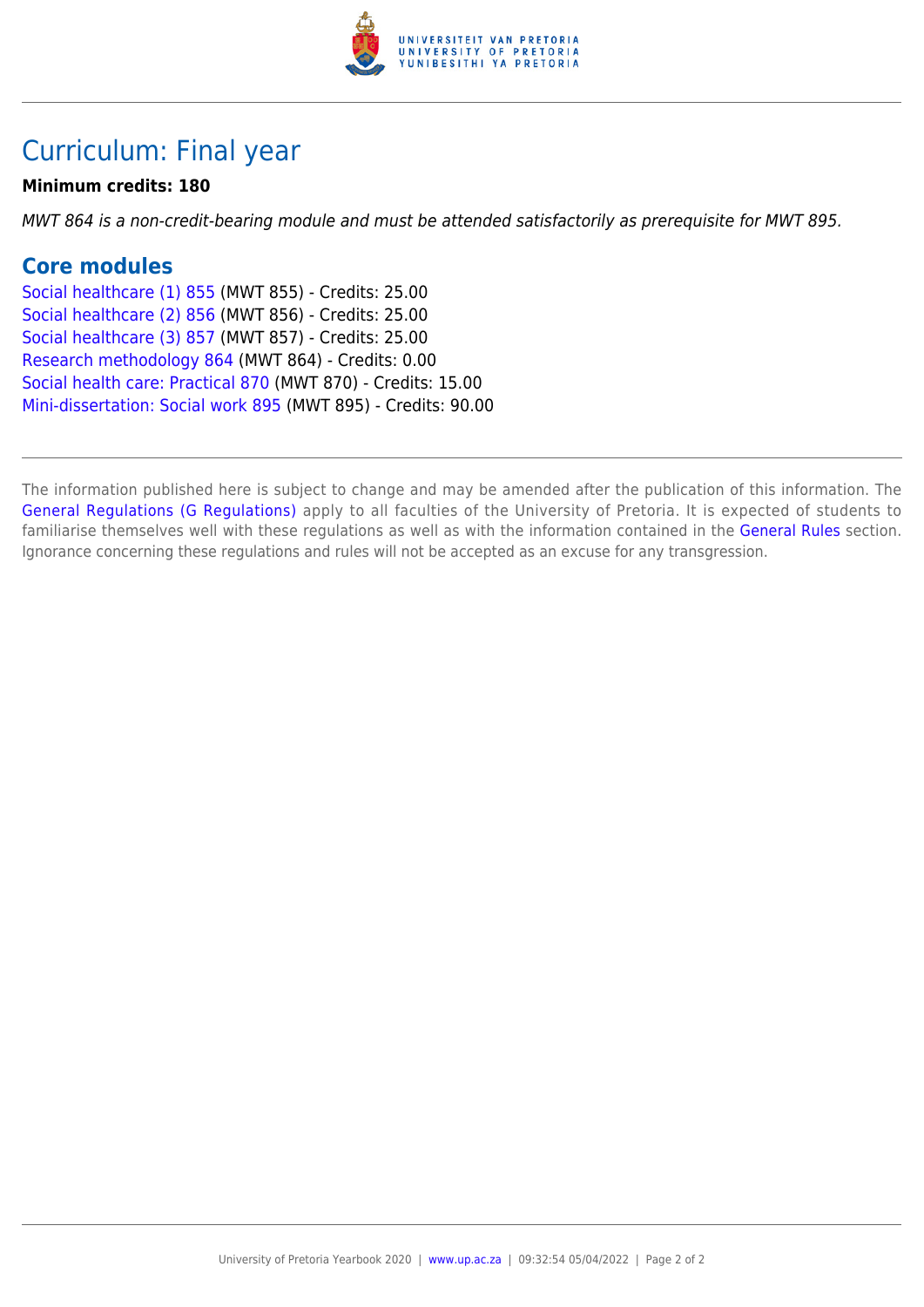## Curriculum: Final year

**Minimum credits: 180**

*MWT 864 is a non-credit-bearing module and must be attended satisfactorily as prerequisite for MWT 895.*

### Core modules

Social healthcare (1) 855 (MWT 855) - Credits: 25.00
Social healthcare (2) 856 (MWT 856) - Credits: 25.00
Social healthcare (3) 857 (MWT 857) - Credits: 25.00
Research methodology 864 (MWT 864) - Credits: 0.00
Social health care: Practical 870 (MWT 870) - Credits: 15.00
Mini-dissertation: Social work 895 (MWT 895) - Credits: 90.00

The information published here is subject to change and may be amended after the publication of this information. The General Regulations (G Regulations) apply to all faculties of the University of Pretoria. It is expected of students to familiarise themselves well with these regulations as well as with the information contained in the General Rules section. Ignorance concerning these regulations and rules will not be accepted as an excuse for any transgression.